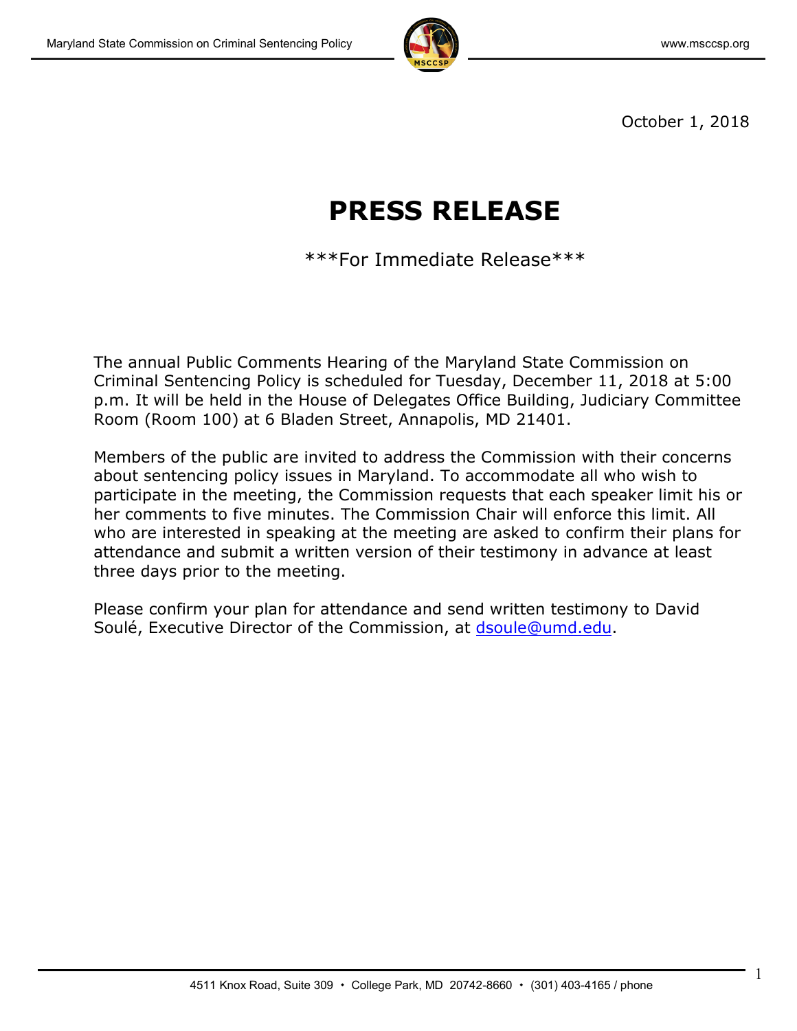October 1, 2018

# PRESS RELEASE

***For Immediate Release***

The annual Public Comments Hearing of the Maryland State Commission on Criminal Sentencing Policy is scheduled for Tuesday, December 11, 2018 at 5:00 p.m. It will be held in the House of Delegates Office Building, Judiciary Committee Room (Room 100) at 6 Bladen Street, Annapolis, MD 21401.

Members of the public are invited to address the Commission with their concerns about sentencing policy issues in Maryland. To accommodate all who wish to participate in the meeting, the Commission requests that each speaker limit his or her comments to five minutes. The Commission Chair will enforce this limit. All who are interested in speaking at the meeting are asked to confirm their plans for attendance and submit a written version of their testimony in advance at least three days prior to the meeting.

Please confirm your plan for attendance and send written testimony to David Soulé, Executive Director of the Commission, at dsoule@umd.edu.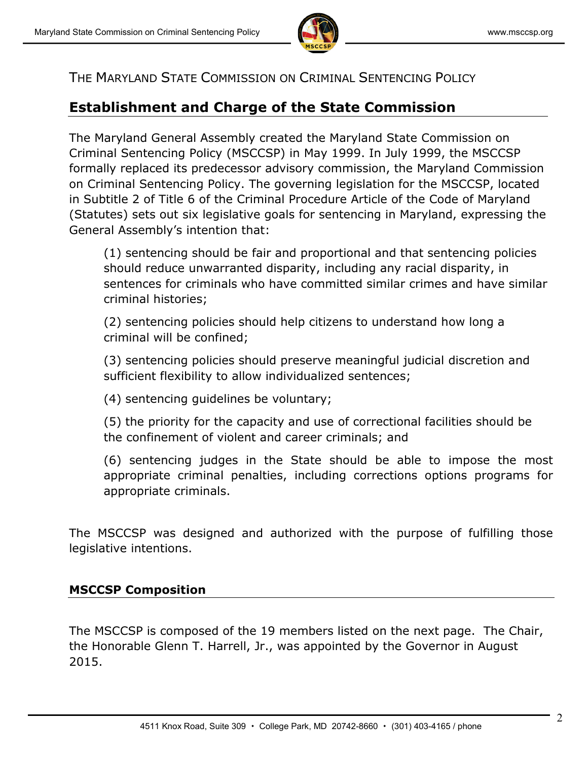THE MARYLAND STATE COMMISSION ON CRIMINAL SENTENCING POLICY

## Establishment and Charge of the State Commission

The Maryland General Assembly created the Maryland State Commission on Criminal Sentencing Policy (MSCCSP) in May 1999. In July 1999, the MSCCSP formally replaced its predecessor advisory commission, the Maryland Commission on Criminal Sentencing Policy. The governing legislation for the MSCCSP, located in Subtitle 2 of Title 6 of the Criminal Procedure Article of the Code of Maryland (Statutes) sets out six legislative goals for sentencing in Maryland, expressing the General Assembly's intention that:

> (1) sentencing should be fair and proportional and that sentencing policies should reduce unwarranted disparity, including any racial disparity, in sentences for criminals who have committed similar crimes and have similar criminal histories;
>
> (2) sentencing policies should help citizens to understand how long a criminal will be confined;
>
> (3) sentencing policies should preserve meaningful judicial discretion and sufficient flexibility to allow individualized sentences;
>
> (4) sentencing guidelines be voluntary;
>
> (5) the priority for the capacity and use of correctional facilities should be the confinement of violent and career criminals; and
>
> (6) sentencing judges in the State should be able to impose the most appropriate criminal penalties, including corrections options programs for appropriate criminals.

The MSCCSP was designed and authorized with the purpose of fulfilling those legislative intentions.

### MSCCSP Composition

The MSCCSP is composed of the 19 members listed on the next page. The Chair, the Honorable Glenn T. Harrell, Jr., was appointed by the Governor in August 2015.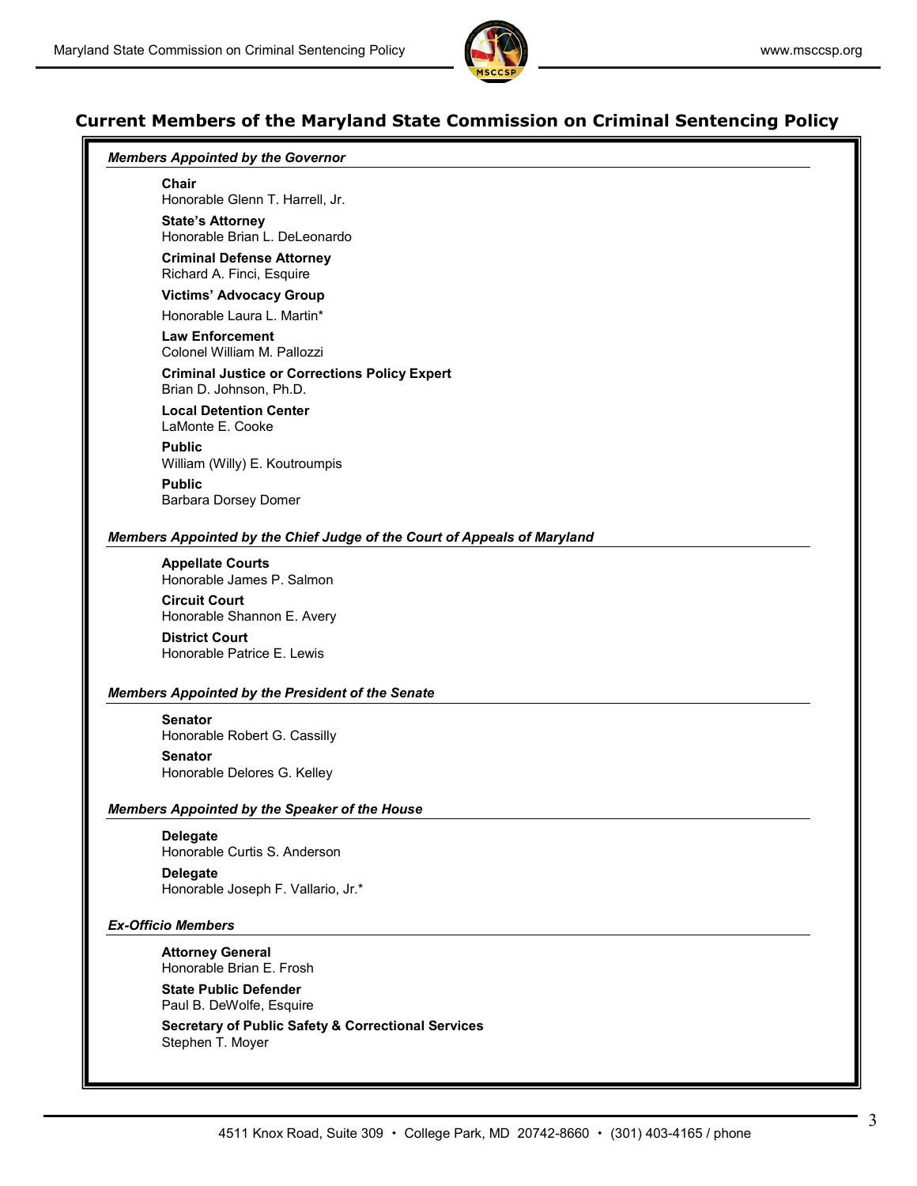# Current Members of the Maryland State Commission on Criminal Sentencing Policy

***Members Appointed by the Governor***

**Chair**
Honorable Glenn T. Harrell, Jr.

**State's Attorney**
Honorable Brian L. DeLeonardo

**Criminal Defense Attorney**
Richard A. Finci, Esquire

**Victims' Advocacy Group**
Honorable Laura L. Martin*

**Law Enforcement**
Colonel William M. Pallozzi

**Criminal Justice or Corrections Policy Expert**
Brian D. Johnson, Ph.D.

**Local Detention Center**
LaMonte E. Cooke

**Public**
William (Willy) E. Koutroumpis

**Public**
Barbara Dorsey Domer

***Members Appointed by the Chief Judge of the Court of Appeals of Maryland***

**Appellate Courts**
Honorable James P. Salmon

**Circuit Court**
Honorable Shannon E. Avery

**District Court**
Honorable Patrice E. Lewis

***Members Appointed by the President of the Senate***

**Senator**
Honorable Robert G. Cassilly

**Senator**
Honorable Delores G. Kelley

***Members Appointed by the Speaker of the House***

**Delegate**
Honorable Curtis S. Anderson

**Delegate**
Honorable Joseph F. Vallario, Jr.*

***Ex-Officio Members***

**Attorney General**
Honorable Brian E. Frosh

**State Public Defender**
Paul B. DeWolfe, Esquire

**Secretary of Public Safety & Correctional Services**
Stephen T. Moyer